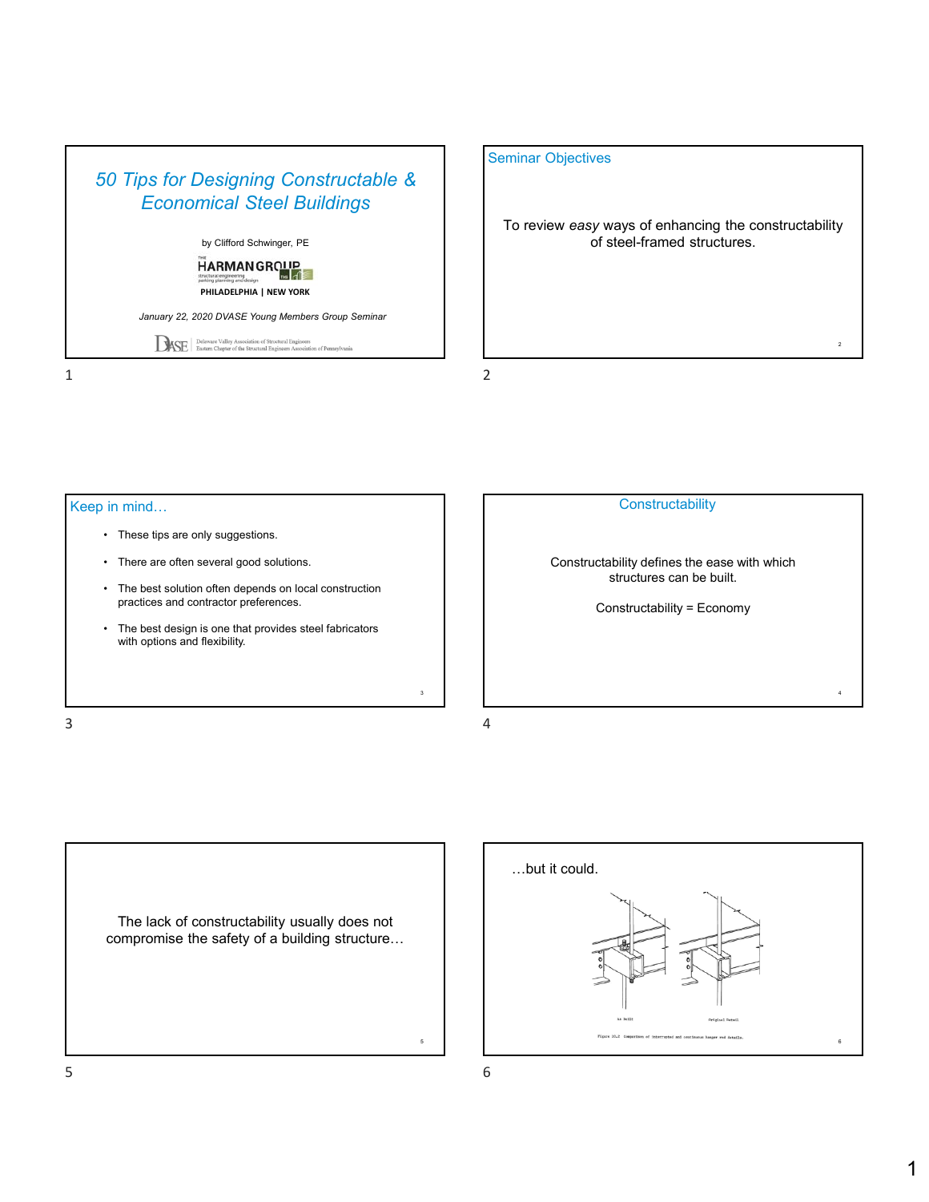# 50 Tips for Designing Constructable & Economical Steel Buildings

by Clifford Schwinger, PE

THE HARMAN GROUP
structural engineering
parking planning and design

PHILADELPHIA | NEW YORK

*January 22, 2020 DVASE Young Members Group Seminar*

DVASE | Delaware Valley Association of Structural Engineers
Eastern Chapter of the Structural Engineers Association of Pennsylvania

## Seminar Objectives

To review *easy* ways of enhancing the constructability of steel-framed structures.

## Keep in mind…

- These tips are only suggestions.
- There are often several good solutions.
- The best solution often depends on local construction practices and contractor preferences.
- The best design is one that provides steel fabricators with options and flexibility.

## Constructability

Constructability defines the ease with which structures can be built.

Constructability = Economy

The lack of constructability usually does not compromise the safety of a building structure…

…but it could.

As Built | Original Detail

Figure 10.2 Comparison of interrupted and continuous hanger rod details.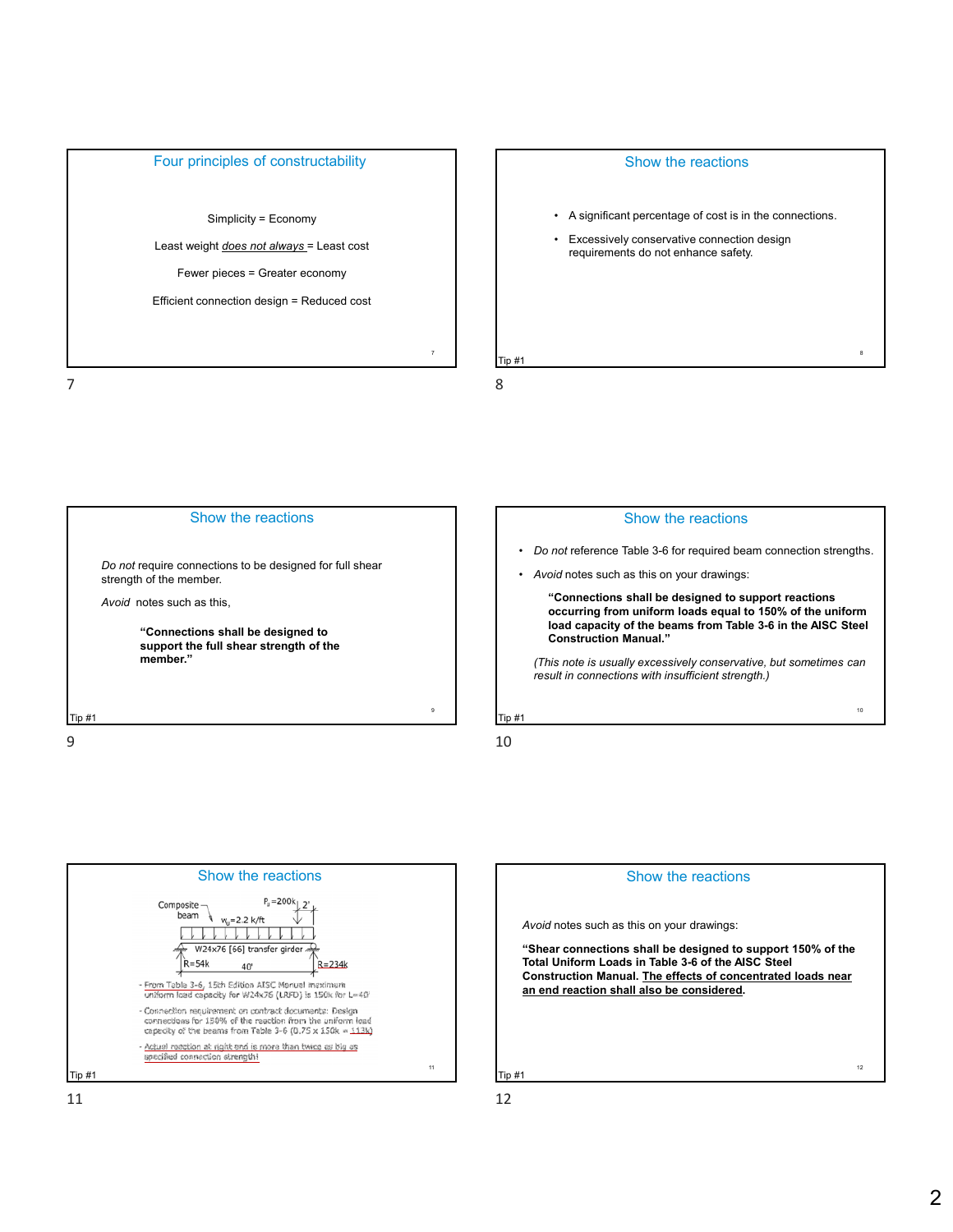## Four principles of constructability

Simplicity = Economy

Least weight *does not always* = Least cost

Fewer pieces = Greater economy

Efficient connection design = Reduced cost

## Show the reactions

- A significant percentage of cost is in the connections.
- Excessively conservative connection design requirements do not enhance safety.

Tip #1

## Show the reactions

*Do not* require connections to be designed for full shear strength of the member.

*Avoid* notes such as this,

**"Connections shall be designed to support the full shear strength of the member."**

Tip #1

## Show the reactions

- *Do not* reference Table 3-6 for required beam connection strengths.
- *Avoid* notes such as this on your drawings:

  **"Connections shall be designed to support reactions occurring from uniform loads equal to 150% of the uniform load capacity of the beams from Table 3-6 in the AISC Steel Construction Manual."**

  *(This note is usually excessively conservative, but sometimes can result in connections with insufficient strength.)*

Tip #1

## Show the reactions

Composite beam, $w_u$=2.2 k/ft, $P_u$=200k, 2'

W24x76 [66] transfer girder

R=54k, 40', R=234k

- From Table 3-6, 15th Edition AISC Manual maximum uniform load capacity for W24x76 (LRFD) is 150k for L=40'
- Connection requirement on contract documents: Design connections for 150% of the reaction from the uniform load capacity of the beams from Table 3-6 (0.75 x 150k = 113k)
- Actual reaction at right end is more than twice as big as specified connection strength!

Tip #1

## Show the reactions

*Avoid* notes such as this on your drawings:

**"Shear connections shall be designed to support 150% of the Total Uniform Loads in Table 3-6 of the AISC Steel Construction Manual. <u>The effects of concentrated loads near an end reaction shall also be considered</u>."**

Tip #1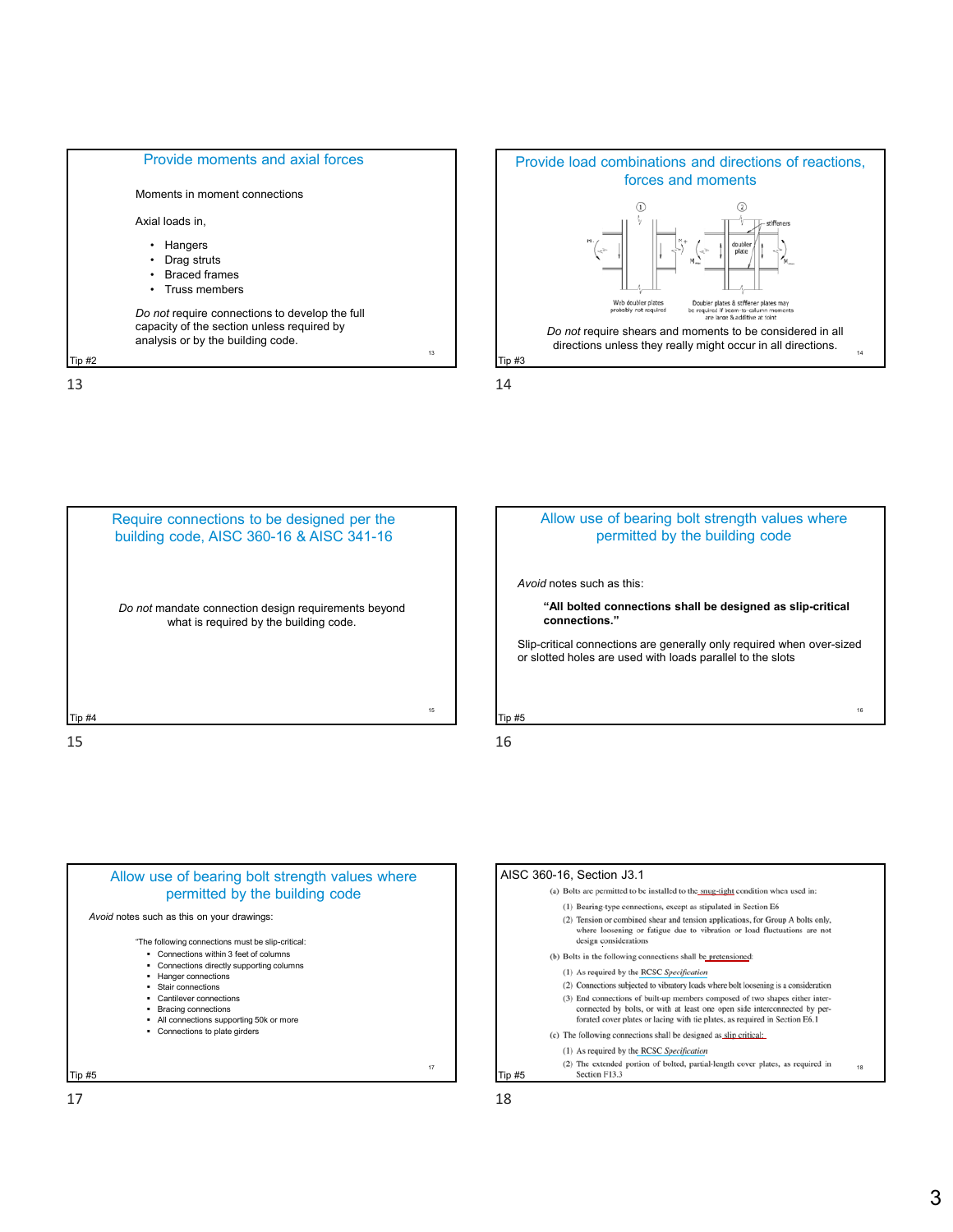## Provide moments and axial forces

Moments in moment connections

Axial loads in,

- Hangers
- Drag struts
- Braced frames
- Truss members

*Do not* require connections to develop the full capacity of the section unless required by analysis or by the building code.

Tip #2

## Provide load combinations and directions of reactions, forces and moments

Web doubler plates probably not required

Doubler plates & stiffener plates may be required if beam-to-column moments are large & additive at joint

*Do not* require shears and moments to be considered in all directions unless they really might occur in all directions.

Tip #3

## Require connections to be designed per the building code, AISC 360-16 & AISC 341-16

*Do not* mandate connection design requirements beyond what is required by the building code.

Tip #4

## Allow use of bearing bolt strength values where permitted by the building code

*Avoid* notes such as this:

**"All bolted connections shall be designed as slip-critical connections."**

Slip-critical connections are generally only required when over-sized or slotted holes are used with loads parallel to the slots

Tip #5

## Allow use of bearing bolt strength values where permitted by the building code

*Avoid* notes such as this on your drawings:

"The following connections must be slip-critical:

- Connections within 3 feet of columns
- Connections directly supporting columns
- Hanger connections
- Stair connections
- Cantilever connections
- Bracing connections
- All connections supporting 50k or more
- Connections to plate girders

Tip #5

## AISC 360-16, Section J3.1

(a) Bolts are permitted to be installed to the snug-tight condition when used in:

(1) Bearing-type connections, except as stipulated in Section E6

(2) Tension or combined shear and tension applications, for Group A bolts only, where loosening or fatigue due to vibration or load fluctuations are not design considerations

(b) Bolts in the following connections shall be pretensioned:

(1) As required by the RCSC *Specification*

(2) Connections subjected to vibratory loads where bolt loosening is a consideration

(3) End connections of built-up members composed of two shapes either interconnected by bolts, or with at least one open side interconnected by perforated cover plates or lacing with tie plates, as required in Section E6.1

(c) The following connections shall be designed as slip critical:

(1) As required by the RCSC *Specification*

(2) The extended portion of bolted, partial-length cover plates, as required in Section F13.3

Tip #5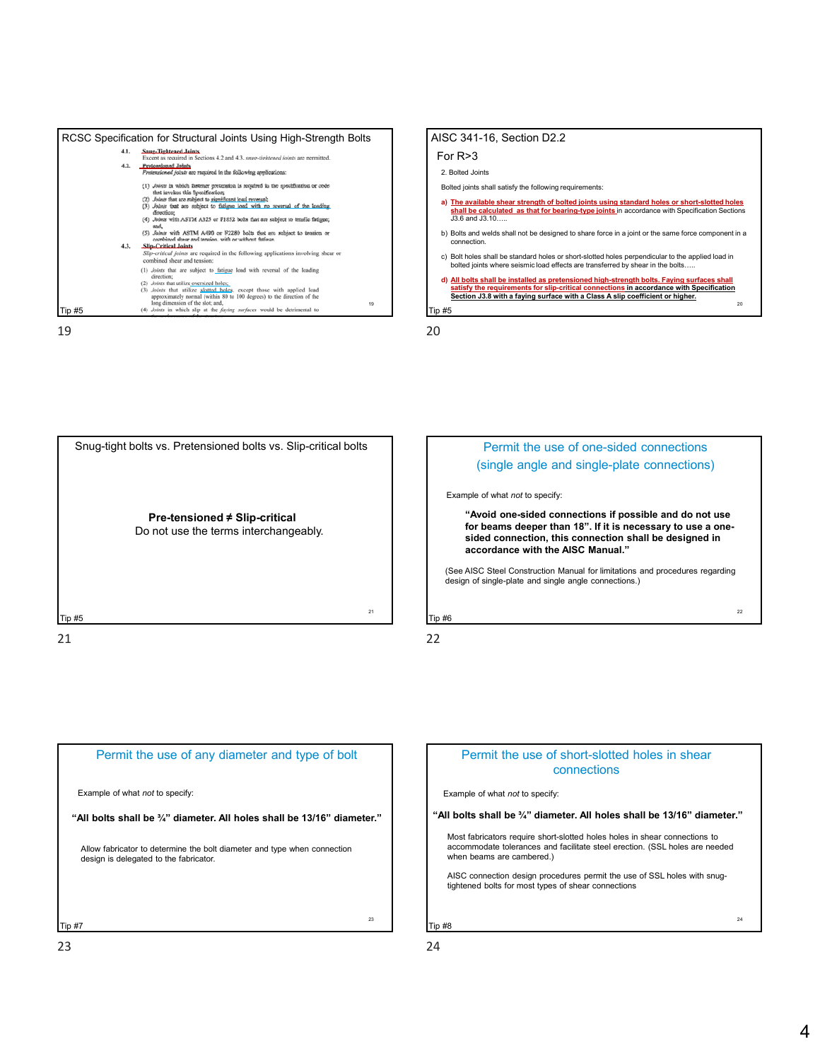## RCSC Specification for Structural Joints Using High-Strength Bolts

4.1. Snug-Tightened Joints
Except as required in Sections 4.2 and 4.3, snug-tightened joints are permitted.

4.2. Pretensioned Joints
Pretensioned joints are required in the following applications:

(1) Joints in which fastener pretension is required in the specification or code that invokes this Specification;
(2) Joints that are subject to significant load reversal;
(3) Joints that are subject to fatigue load with no reversal of the loading direction;
(4) Joints with ASTM A325 or F1852 bolts that are subject to tensile fatigue; and,
(5) Joints with ASTM A490 or F2280 bolts that are subject to tension or combined shear and tension, with or without fatigue.

4.3. Slip-Critical Joints
Slip-critical joints are required in the following applications involving shear or combined shear and tension:

(1) Joints that are subject to fatigue load with reversal of the loading direction;
(2) Joints that utilize oversized holes;
(3) Joints that utilize slotted holes, except those with applied load approximately normal (within 80 to 100 degrees) to the direction of the long dimension of the slot; and,
(4) Joints in which slip at the faying surfaces would be detrimental to ...

Tip #5

19

## AISC 341-16, Section D2.2

For R>3

2. Bolted Joints

Bolted joints shall satisfy the following requirements:

a) The available shear strength of bolted joints using standard holes or short-slotted holes shall be calculated as that for bearing-type joints in accordance with Specification Sections J3.6 and J3.10.....

b) Bolts and welds shall not be designed to share force in a joint or the same force component in a connection.

c) Bolt holes shall be standard holes or short-slotted holes perpendicular to the applied load in bolted joints where seismic load effects are transferred by shear in the bolts.....

d) All bolts shall be installed as pretensioned high-strength bolts. Faying surfaces shall satisfy the requirements for slip-critical connections in accordance with Specification Section J3.8 with a faying surface with a Class A slip coefficient or higher.

Tip #5

20

## Snug-tight bolts vs. Pretensioned bolts vs. Slip-critical bolts

**Pre-tensioned ≠ Slip-critical**

Do not use the terms interchangeably.

Tip #5

21

## Permit the use of one-sided connections (single angle and single-plate connections)

Example of what *not* to specify:

**"Avoid one-sided connections if possible and do not use for beams deeper than 18". If it is necessary to use a one-sided connection, this connection shall be designed in accordance with the AISC Manual."**

(See AISC Steel Construction Manual for limitations and procedures regarding design of single-plate and single angle connections.)

Tip #6

22

## Permit the use of any diameter and type of bolt

Example of what *not* to specify:

**"All bolts shall be ¾" diameter. All holes shall be 13/16" diameter."**

Allow fabricator to determine the bolt diameter and type when connection design is delegated to the fabricator.

Tip #7

23

## Permit the use of short-slotted holes in shear connections

Example of what *not* to specify:

**"All bolts shall be ¾" diameter. All holes shall be 13/16" diameter."**

Most fabricators require short-slotted holes holes in shear connections to accommodate tolerances and facilitate steel erection. (SSL holes are needed when beams are cambered.)

AISC connection design procedures permit the use of SSL holes with snug-tightened bolts for most types of shear connections

Tip #8

24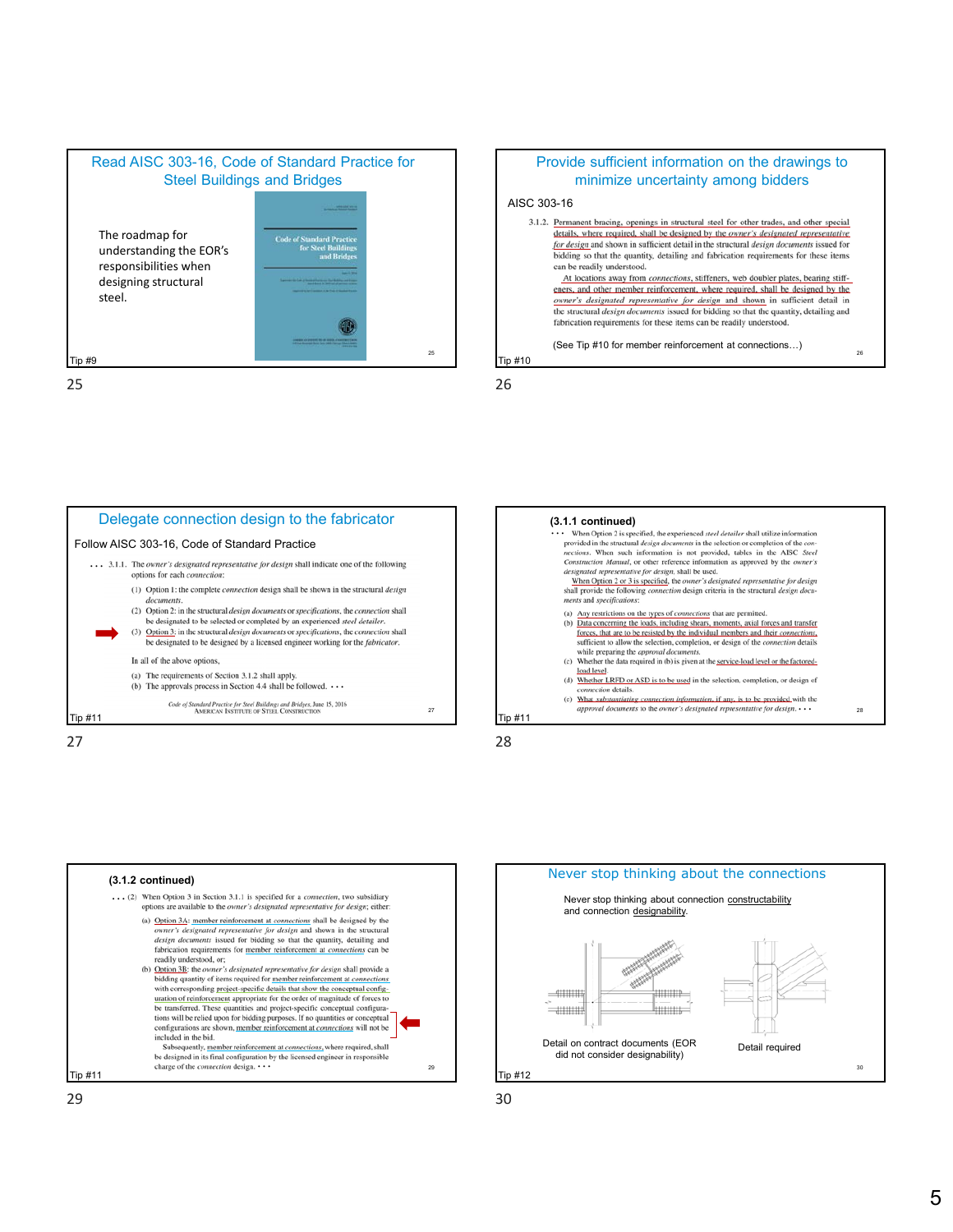## Read AISC 303-16, Code of Standard Practice for Steel Buildings and Bridges

The roadmap for understanding the EOR's responsibilities when designing structural steel.

Code of Standard Practice for Steel Buildings and Bridges

Tip #9

## Provide sufficient information on the drawings to minimize uncertainty among bidders

AISC 303-16

3.1.2. Permanent bracing, openings in structural steel for other trades, and other special details, where required, shall be designed by the *owner's designated representative for design* and shown in sufficient detail in the structural *design documents* issued for bidding so that the quantity, detailing and fabrication requirements for these items can be readily understood.

At locations away from *connections*, stiffeners, web doubler plates, bearing stiffeners, and other member reinforcement, where required, shall be designed by the *owner's designated representative for design* and shown in sufficient detail in the structural *design documents* issued for bidding so that the quantity, detailing and fabrication requirements for these items can be readily understood.

(See Tip #10 for member reinforcement at connections…)

Tip #10

## Delegate connection design to the fabricator

Follow AISC 303-16, Code of Standard Practice

. . . 3.1.1. The *owner's designated representative for design* shall indicate one of the following options for each *connection*:

(1) Option 1: the complete *connection* design shall be shown in the structural *design documents*.

(2) Option 2: in the structural *design documents* or *specifications*, the *connection* shall be designated to be selected or completed by an experienced *steel detailer*.

(3) Option 3: in the structural *design documents* or *specifications*, the *connection* shall be designated to be designed by a licensed engineer working for the *fabricator*.

In all of the above options,

(a) The requirements of Section 3.1.2 shall apply.

(b) The approvals process in Section 4.4 shall be followed. . . .

*Code of Standard Practice for Steel Buildings and Bridges*, June 15, 2016
AMERICAN INSTITUTE OF STEEL CONSTRUCTION

Tip #11

**(3.1.1 continued)**

. . . When Option 2 is specified, the experienced *steel detailer* shall utilize information provided in the structural *design documents* in the selection or completion of the *connections*. When such information is not provided, tables in the AISC *Steel Construction Manual*, or other reference information as approved by the *owner's designated representative for design*, shall be used.

When Option 2 or 3 is specified, the *owner's designated representative for design* shall provide the following *connection* design criteria in the structural *design documents* and *specifications*:

(a) Any restrictions on the types of *connections* that are permitted.

(b) Data concerning the loads, including shears, moments, axial forces and transfer forces, that are to be resisted by the individual members and their *connections*, sufficient to allow the selection, completion, or design of the *connection* details while preparing the *approval documents*.

(c) Whether the data required in (b) is given at the service-load level or the factored-load level.

(d) Whether LRFD or ASD is to be used in the selection, completion, or design of *connection* details.

(e) What *substantiating connection information*, if any, is to be provided with the *approval documents* to the *owner's designated representative for design*. . . .

Tip #11

**(3.1.2 continued)**

. . . (2) When Option 3 in Section 3.1.1 is specified for a *connection*, two subsidiary options are available to the *owner's designated representative for design*; either:

(a) Option 3A: member reinforcement at *connections* shall be designed by the *owner's designated representative for design* and shown in the structural *design documents* issued for bidding so that the quantity, detailing and fabrication requirements for member reinforcement at *connections* can be readily understood, or;

(b) Option 3B: the *owner's designated representative for design* shall provide a bidding quantity of items required for member reinforcement at *connections* with corresponding project-specific details that show the conceptual configuration of reinforcement appropriate for the order of magnitude of forces to be transferred. These quantities and project-specific conceptual configurations will be relied upon for bidding purposes. If no quantities or conceptual configurations are shown, member reinforcement at *connections* will not be included in the bid.

Subsequently, member reinforcement at *connections*, where required, shall be designed in its final configuration by the licensed engineer in responsible charge of the *connection* design. . . .

Tip #11

## Never stop thinking about the connections

Never stop thinking about connection constructability and connection designability.

Detail on contract documents (EOR did not consider designability)

Detail required

Tip #12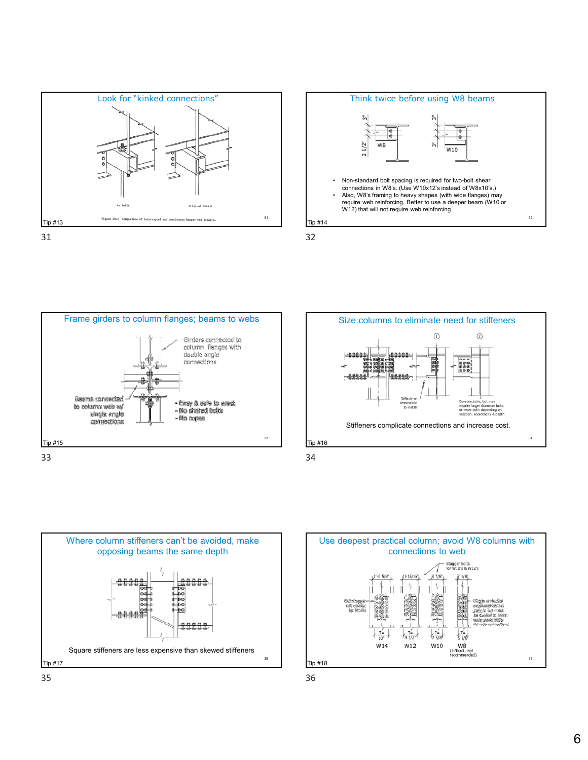## Look for "kinked connections"

As built — Original Detail

Figure 10.2 Comparison of interrupted and continuous hanger rod details.

Tip #13

## Think twice before using W8 beams

- Non-standard bolt spacing is required for two-bolt shear connections in W8's. (Use W10x12's instead of W8x10's.)
- Also, W8's framing to heavy shapes (with wide flanges) may require web reinforcing. Better to use a deeper beam (W10 or W12) that will not require web reinforcing.

Tip #14

## Frame girders to column flanges; beams to webs

Girders connected to column flanges with double angle connections

Beams connected to column webs w/ single angle connections

- Easy & safe to erect
- No shared bolts
- No copes

Tip #15

## Size columns to eliminate need for stiffeners

① Difficult or impossible to install

② Constructable, but may require larger diameter bolts or more bolts depending on reaction, eccentricity & depth

Stiffeners complicate connections and increase cost.

Tip #16

## Where column stiffeners can't be avoided, make opposing beams the same depth

Square stiffeners are less expensive than skewed stiffeners

Tip #17

## Use deepest practical column; avoid W8 columns with connections to web

Stagger bolts for W10's & W12's

W14 (T= 10") — W12 (T= 9 1/2") — W10 (T= 7 5/8") — W8 (T= 6 1/8") (difficult; not recommended)

Tip #18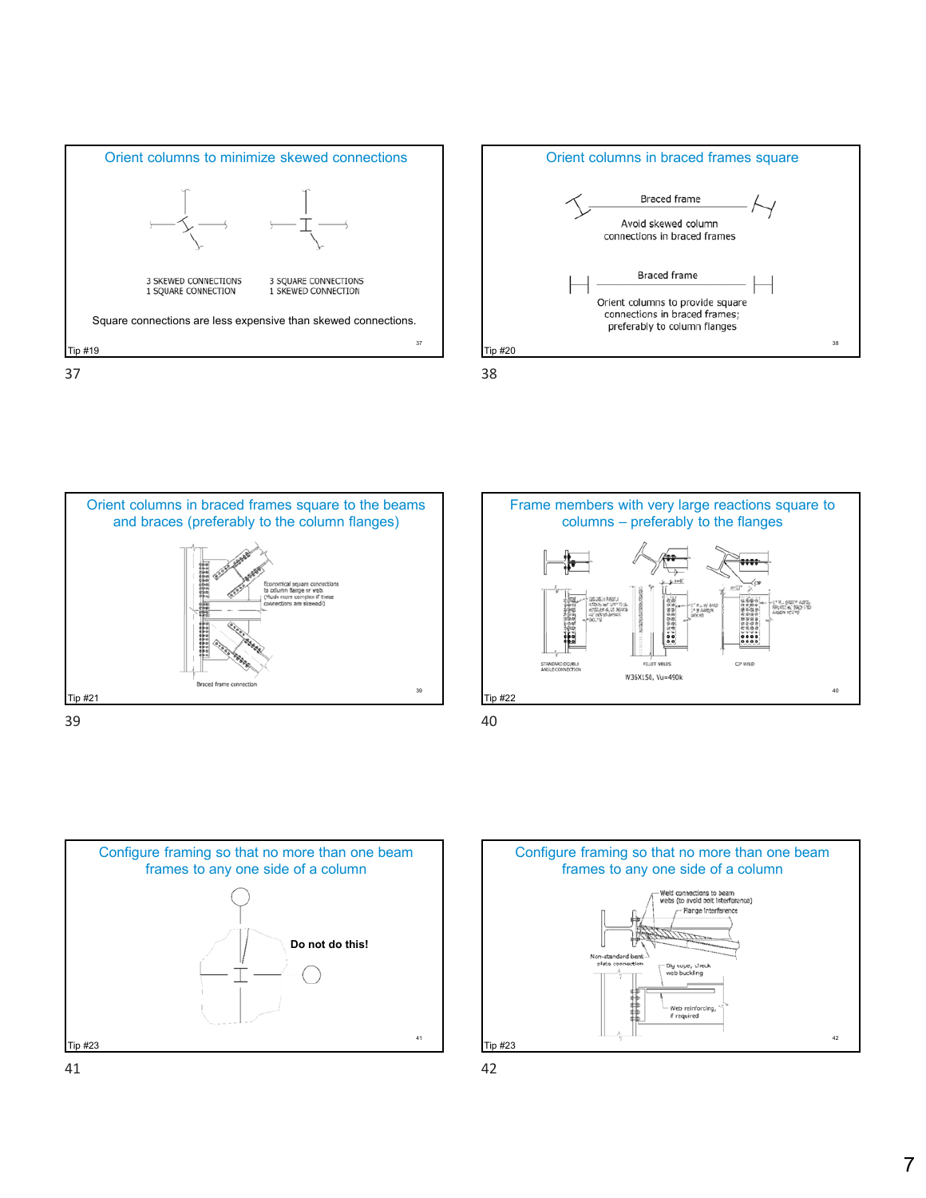## Orient columns to minimize skewed connections

3 SKEWED CONNECTIONS
1 SQUARE CONNECTION

3 SQUARE CONNECTIONS
1 SKEWED CONNECTION

Square connections are less expensive than skewed connections.

Tip #19

## Orient columns in braced frames square

Braced frame

Avoid skewed column connections in braced frames

Braced frame

Orient columns to provide square connections in braced frames; preferably to column flanges

Tip #20

## Orient columns in braced frames square to the beams and braces (preferably to the column flanges)

Economical square connections to column flange or web. (Much more complex if these connections are skewed!)

Braced frame connection

Tip #21

## Frame members with very large reactions square to columns – preferably to the flanges

STANDARD DOUBLE ANGLE CONNECTION

FILLET WELDS

CJP WELD

W36X150, Vu=490k

Tip #22

## Configure framing so that no more than one beam frames to any one side of a column

Do not do this!

Tip #23

## Configure framing so that no more than one beam frames to any one side of a column

Weld connections to beam webs (to avoid bolt interference)

Flange interference

Non-standard bent plate connection

Dbl cope, check web buckling

Web reinforcing, if required

Tip #23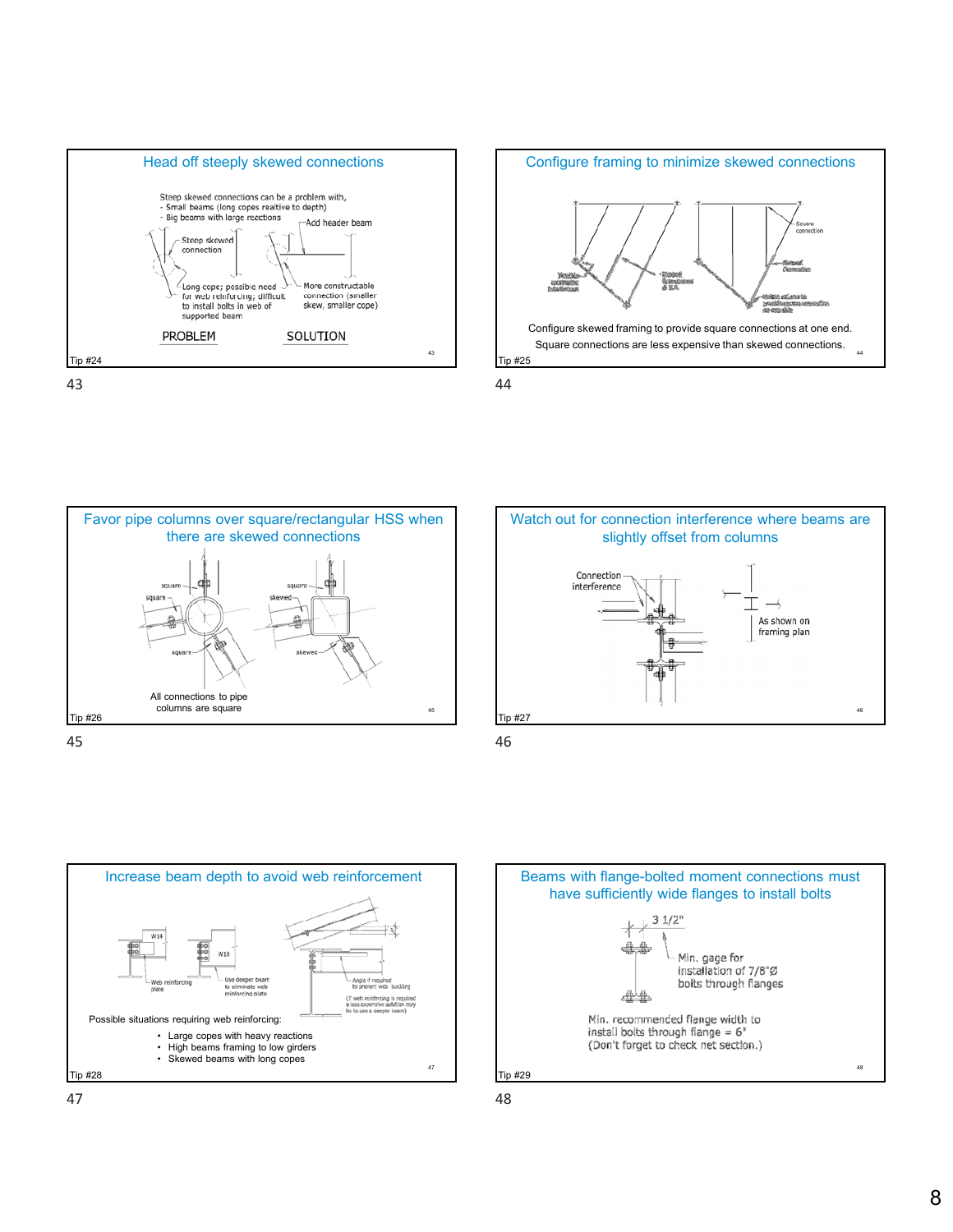## Head off steeply skewed connections

Steep skewed connections can be a problem with,
- Small beams (long copes realtive to depth)
- Big beams with large reactions

Add header beam

Steep skewed connection

Long cope; possible need for web reinforcing; difficult to install bolts in web of supported beam

More constructable connection (smaller skew, smaller cope)

PROBLEM SOLUTION

Tip #24

## Configure framing to minimize skewed connections

Square connection

Configure skewed framing to provide square connections at one end.
Square connections are less expensive than skewed connections.

Tip #25

## Favor pipe columns over square/rectangular HSS when there are skewed connections

square, square, square

square, skewed, skewed

All connections to pipe columns are square

Tip #26

## Watch out for connection interference where beams are slightly offset from columns

Connection interference

As shown on framing plan

Tip #27

## Increase beam depth to avoid web reinforcement

W14 W18

Web reinforcing plate

Use deeper beam to eliminate web reinforcing plate

Angle if required to prevent web buckling

(If web reinforcing is required a less expensive solution may be to use a deeper beam)

Possible situations requiring web reinforcing:

- Large copes with heavy reactions
- High beams framing to low girders
- Skewed beams with long copes

Tip #28

## Beams with flange-bolted moment connections must have sufficiently wide flanges to install bolts

3 1/2"

Min. gage for installation of 7/8"Ø bolts through flanges

Min. recommended flange width to install bolts through flange = 6"
(Don't forget to check net section.)

Tip #29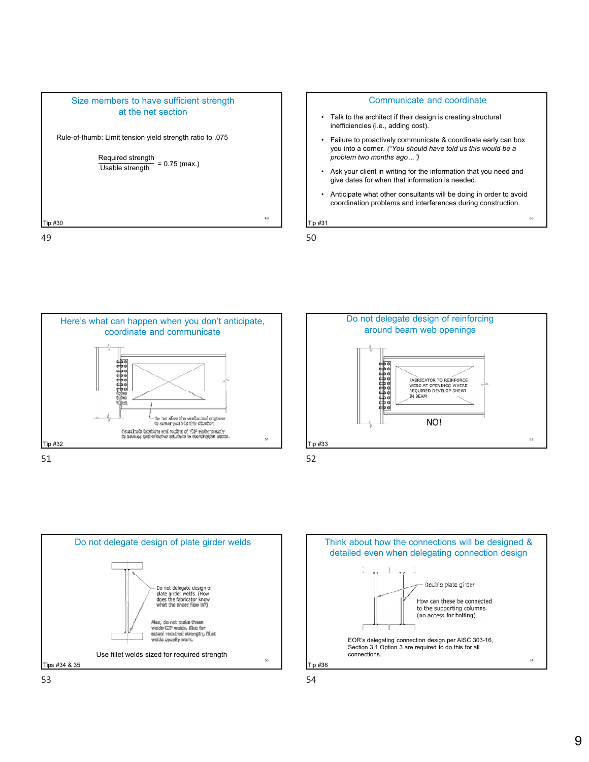## Size members to have sufficient strength at the net section

Rule-of-thumb: Limit tension yield strength ratio to .075

$$\frac{\text{Required strength}}{\text{Usable strength}} = 0.75 \text{ (max.)}$$

Tip #30

## Communicate and coordinate

- Talk to the architect if their design is creating structural inefficiencies (i.e., adding cost).
- Failure to proactively communicate & coordinate early can box you into a corner. *("You should have told us this would be a problem two months ago…")*
- Ask your client in writing for the information that you need and give dates for when that information is needed.
- Anticipate what other consultants will be doing in order to avoid coordination problems and interferences during construction.

Tip #31

## Here's what can happen when you don't anticipate, coordinate and communicate

Do not allow the mechanical engineer to corner you into this situation.

Coordinate locations and routing of MEP systems early to develop cost-effective solutions to coordination issues.

Tip #32

## Do not delegate design of reinforcing around beam web openings

FABRICATOR TO REINFORCE WEBS AT OPENINGS WHERE REQUIRED DEVELOP SHEAR IN BEAM

NO!

Tip #33

## Do not delegate design of plate girder welds

Do not delegate design of plate girder welds. (How does the fabricator know what the shear flow is?)

Also, do not make these welds CJP welds. Size for actual required strength; fillet welds usually work.

Use fillet welds sized for required strength

Tips #34 & 35

## Think about how the connections will be designed & detailed even when delegating connection design

Double plate girder

How can these be connected to the supporting columns (no access for bolting)

EOR's delegating connection design per AISC 303-16, Section 3.1 Option 3 are required to do this for all connections.

Tip #36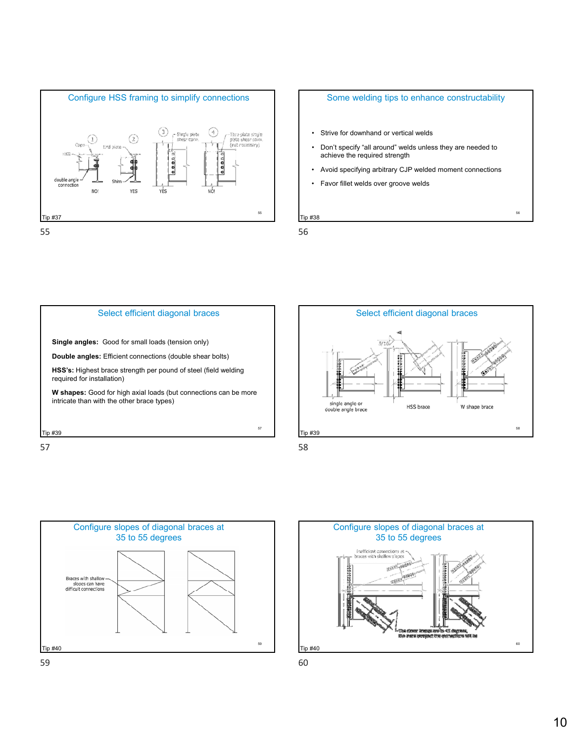## Configure HSS framing to simplify connections

Cope, HSS, double angle connection, NO! — End plate, Shim, YES — Single plate shear conn., YES — Thru-plate single plate shear conn. (not necessary), NO!

Tip #37

## Some welding tips to enhance constructability

- Strive for downhand or vertical welds
- Don't specify "all around" welds unless they are needed to achieve the required strength
- Avoid specifying arbitrary CJP welded moment connections
- Favor fillet welds over groove welds

Tip #38

## Select efficient diagonal braces

**Single angles:** Good for small loads (tension only)

**Double angles:** Efficient connections (double shear bolts)

**HSS's:** Highest brace strength per pound of steel (field welding required for installation)

**W shapes:** Good for high axial loads (but connections can be more intricate than with the other brace types)

Tip #39

## Select efficient diagonal braces

single angle or double angle brace — HSS brace — W shape brace

Tip #39

## Configure slopes of diagonal braces at 35 to 55 degrees

Braces with shallow slopes can have difficult connections

Tip #40

## Configure slopes of diagonal braces at 35 to 55 degrees

Inefficient connections at braces with shallow slopes

Tip #40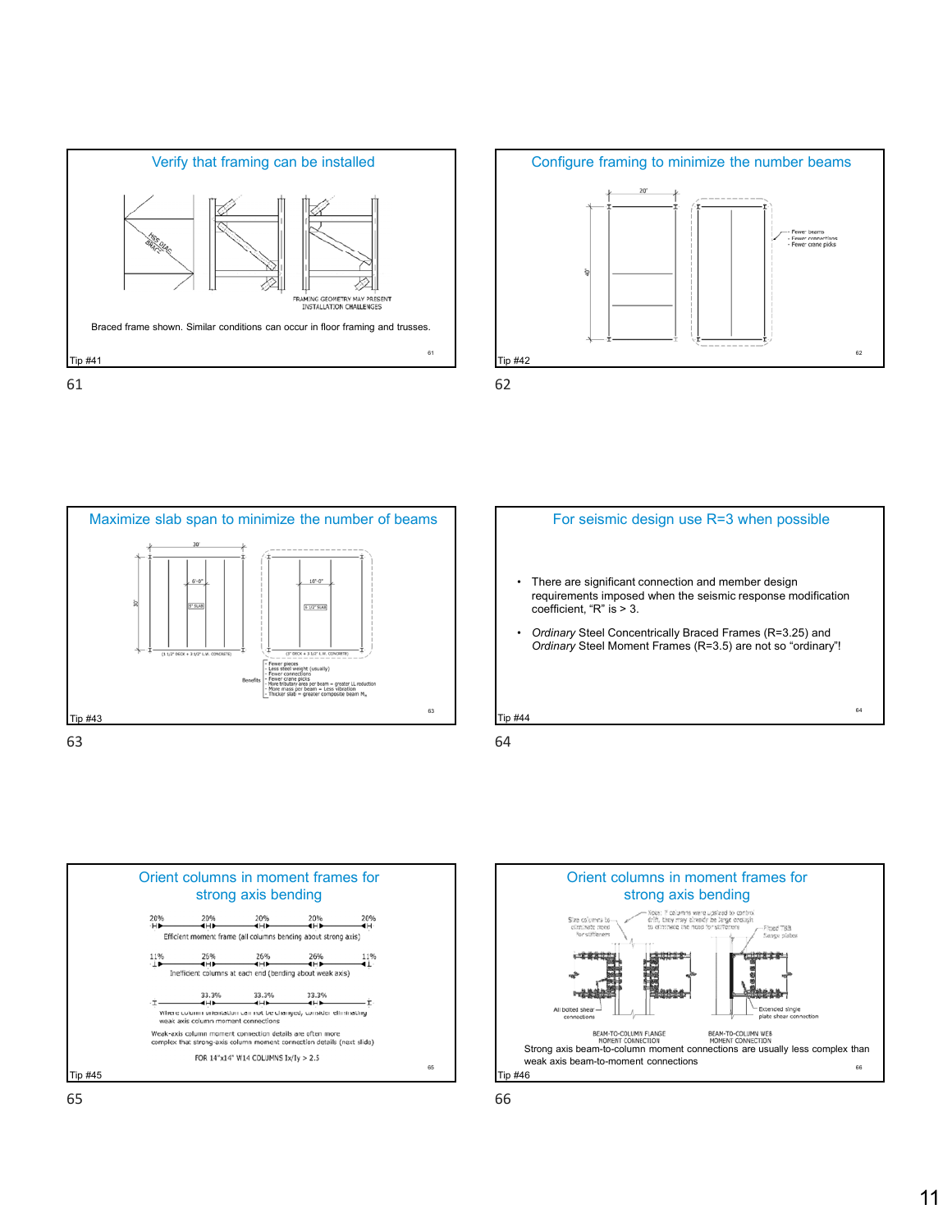## Verify that framing can be installed

HSS DIAG. BRACE

FRAMING GEOMETRY MAY PRESENT INSTALLATION CHALLENGES

Braced frame shown. Similar conditions can occur in floor framing and trusses.

Tip #41

## Configure framing to minimize the number beams

20'

40'

- Fewer beams
- Fewer connections
- Fewer crane picks

Tip #42

## Maximize slab span to minimize the number of beams

30'

30'

6'-0"

5" SLAB

(1 1/2" DECK + 3 1/2" L.W. CONCRETE)

10'-0"

6 1/2" SLAB

(3" DECK + 3 1/2" L.W. CONCRETE)

Benefits

- Fewer pieces
- Less steel weight (usually)
- Fewer connections
- Fewer crane picks
- More tributary area per beam = greater LL reduction
- More mass per beam = Less vibration
- Thicker slab = greater composite beam $M_n$

Tip #43

## For seismic design use R=3 when possible

- There are significant connection and member design requirements imposed when the seismic response modification coefficient, "R" is > 3.
- *Ordinary* Steel Concentrically Braced Frames (R=3.25) and *Ordinary* Steel Moment Frames (R=3.5) are not so "ordinary"!

Tip #44

## Orient columns in moment frames for strong axis bending

20% 20% 20% 20% 20%

Efficient moment frame (all columns bending about strong axis)

11% 26% 26% 26% 11%

Inefficient columns at each end (bending about weak axis)

33.3% 33.3% 33.3%

Where column orientation can not be changed, consider eliminating weak axis column moment connections

Weak-axis column moment connection details are often more complex that strong-axis column moment connection details (next slide)

FOR 14"x14" W14 COLUMNS Ix/Iy > 2.5

Tip #45

## Orient columns in moment frames for strong axis bending

Size columns to eliminate need for stiffeners

Note: If columns were upsized to control drift, they may already be large enough to eliminate the need for stiffeners

Fixed T&B flange plates

All bolted shear connections

Extended single plate shear connection

BEAM-TO-COLUMN FLANGE MOMENT CONNECTION

BEAM-TO-COLUMN WEB MOMENT CONNECTION

Strong axis beam-to-column moment connections are usually less complex than weak axis beam-to-moment connections

Tip #46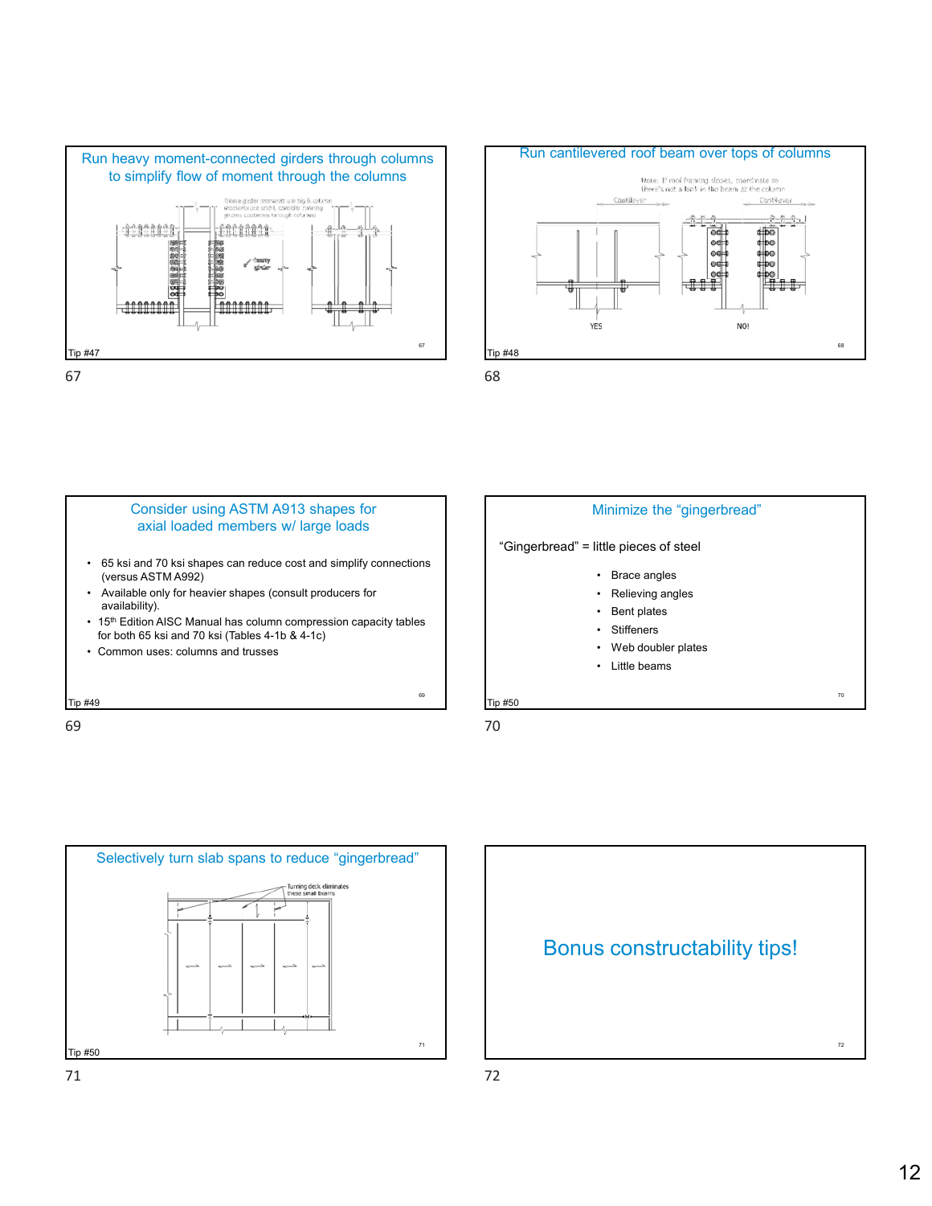## Run heavy moment-connected girders through columns to simplify flow of moment through the columns

Where girder moments are big & column moments are small, consider running girders continuous through columns

heavy girder

Tip #47

67

## Run cantilevered roof beam over tops of columns

Note: If roof framing slopes, coordinate so there's not a kink in the beam at the column

Cantilever

Cantilever

YES

NO!

Tip #48

68

## Consider using ASTM A913 shapes for axial loaded members w/ large loads

- 65 ksi and 70 ksi shapes can reduce cost and simplify connections (versus ASTM A992)
- Available only for heavier shapes (consult producers for availability).
- 15th Edition AISC Manual has column compression capacity tables for both 65 ksi and 70 ksi (Tables 4-1b & 4-1c)
- Common uses: columns and trusses

Tip #49

69

## Minimize the "gingerbread"

"Gingerbread" = little pieces of steel

- Brace angles
- Relieving angles
- Bent plates
- Stiffeners
- Web doubler plates
- Little beams

Tip #50

70

## Selectively turn slab spans to reduce "gingerbread"

Turning deck eliminates these small beams

Tip #50

71

## Bonus constructability tips!

72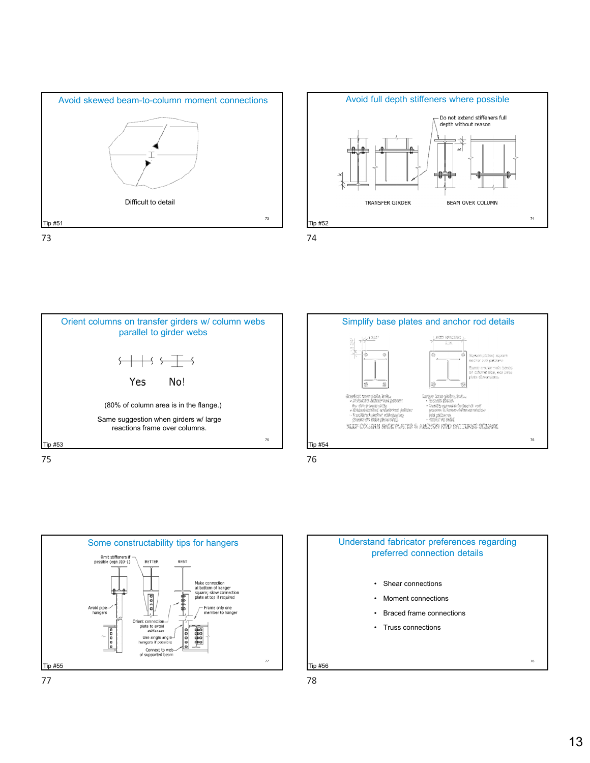## Avoid skewed beam-to-column moment connections

Difficult to detail

Tip #51

73

## Avoid full depth stiffeners where possible

Do not extend stiffeners full depth without reason

TRANSFER GIRDER

BEAM OVER COLUMN

Tip #52

74

## Orient columns on transfer girders w/ column webs parallel to girder webs

Yes No!

(80% of column area is in the flange.)

Same suggestion when girders w/ large reactions frame over columns.

Tip #53

75

## Simplify base plates and anchor rod details

Square plates; square anchor rod patterns

Space anchor rods based on column size, not base plate dimensions.

KEEP COLUMN BASE PLATES & ANCHOR ROD PATTERNS SQUARE

Tip #54

76

## Some constructability tips for hangers

Omit stiffeners if possible (eqn J10-1)

BETTER

BEST

Make connection at bottom of hanger square; skew connection plate at top if required

Avoid pipe hangers

Frame only one member to hanger

Orient connection plate to avoid stiffeners

Use single angle hangers if possible

Connect to web of supported beam

Tip #55

77

## Understand fabricator preferences regarding preferred connection details

- Shear connections
- Moment connections
- Braced frame connections
- Truss connections

Tip #56

78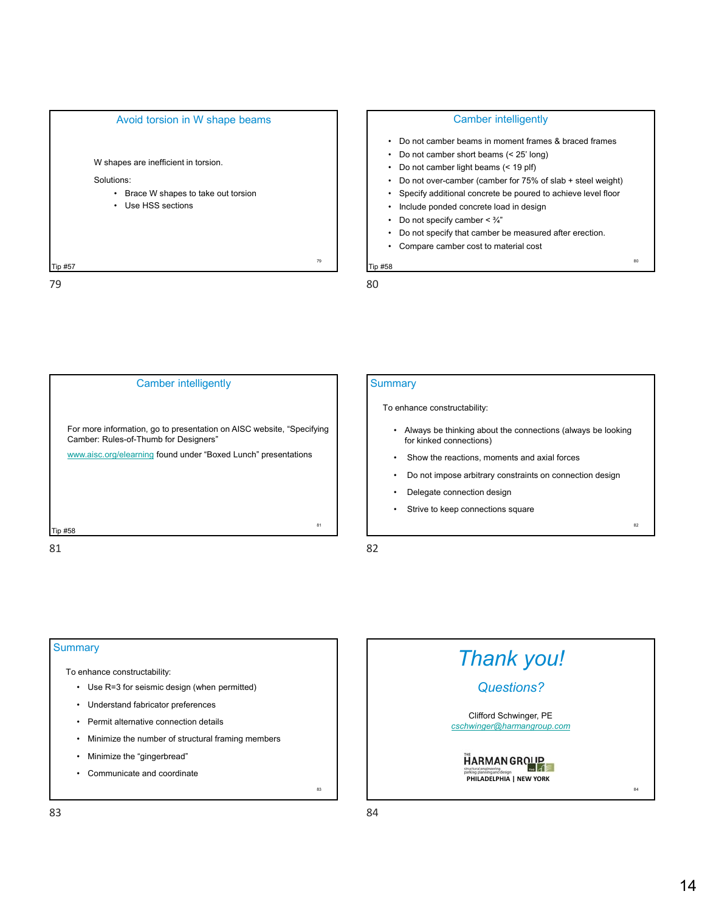## Avoid torsion in W shape beams

W shapes are inefficient in torsion.

Solutions:

- Brace W shapes to take out torsion
- Use HSS sections

Tip #57

## Camber intelligently

- Do not camber beams in moment frames & braced frames
- Do not camber short beams (< 25' long)
- Do not camber light beams (< 19 plf)
- Do not over-camber (camber for 75% of slab + steel weight)
- Specify additional concrete be poured to achieve level floor
- Include ponded concrete load in design
- Do not specify camber < ¾"
- Do not specify that camber be measured after erection.
- Compare camber cost to material cost

Tip #58

## Camber intelligently

For more information, go to presentation on AISC website, "Specifying Camber: Rules-of-Thumb for Designers"

www.aisc.org/elearning found under "Boxed Lunch" presentations

Tip #58

## Summary

To enhance constructability:

- Always be thinking about the connections (always be looking for kinked connections)
- Show the reactions, moments and axial forces
- Do not impose arbitrary constraints on connection design
- Delegate connection design
- Strive to keep connections square

## Summary

To enhance constructability:

- Use R=3 for seismic design (when permitted)
- Understand fabricator preferences
- Permit alternative connection details
- Minimize the number of structural framing members
- Minimize the "gingerbread"
- Communicate and coordinate

# *Thank you!*

## *Questions?*

Clifford Schwinger, PE

*cschwinger@harmangroup.com*

THE HARMAN GROUP
structural engineering
parking planning and design
PHILADELPHIA | NEW YORK